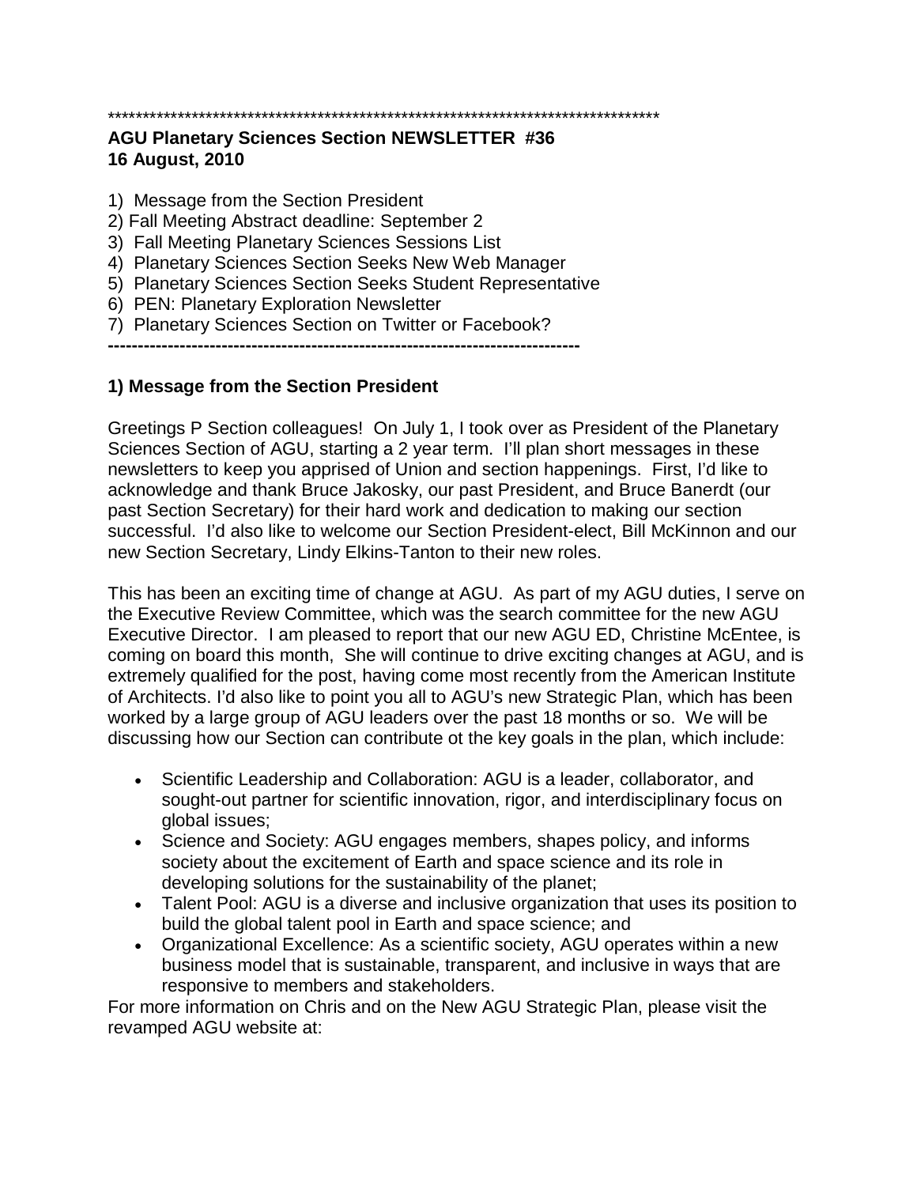********************************************************************************

**AGU Planetary Sciences Section NEWSLETTER #36**
**16 August, 2010**

1) Message from the Section President
2) Fall Meeting Abstract deadline: September 2
3) Fall Meeting Planetary Sciences Sessions List
4) Planetary Sciences Section Seeks New Web Manager
5) Planetary Sciences Section Seeks Student Representative
6) PEN: Planetary Exploration Newsletter
7) Planetary Sciences Section on Twitter or Facebook?

--------------------------------------------------------------------------------

## 1) Message from the Section President

Greetings P Section colleagues! On July 1, I took over as President of the Planetary Sciences Section of AGU, starting a 2 year term. I'll plan short messages in these newsletters to keep you apprised of Union and section happenings. First, I'd like to acknowledge and thank Bruce Jakosky, our past President, and Bruce Banerdt (our past Section Secretary) for their hard work and dedication to making our section successful. I'd also like to welcome our Section President-elect, Bill McKinnon and our new Section Secretary, Lindy Elkins-Tanton to their new roles.

This has been an exciting time of change at AGU. As part of my AGU duties, I serve on the Executive Review Committee, which was the search committee for the new AGU Executive Director. I am pleased to report that our new AGU ED, Christine McEntee, is coming on board this month, She will continue to drive exciting changes at AGU, and is extremely qualified for the post, having come most recently from the American Institute of Architects. I'd also like to point you all to AGU's new Strategic Plan, which has been worked by a large group of AGU leaders over the past 18 months or so. We will be discussing how our Section can contribute ot the key goals in the plan, which include:

- Scientific Leadership and Collaboration: AGU is a leader, collaborator, and sought-out partner for scientific innovation, rigor, and interdisciplinary focus on global issues;
- Science and Society: AGU engages members, shapes policy, and informs society about the excitement of Earth and space science and its role in developing solutions for the sustainability of the planet;
- Talent Pool: AGU is a diverse and inclusive organization that uses its position to build the global talent pool in Earth and space science; and
- Organizational Excellence: As a scientific society, AGU operates within a new business model that is sustainable, transparent, and inclusive in ways that are responsive to members and stakeholders.

For more information on Chris and on the New AGU Strategic Plan, please visit the revamped AGU website at: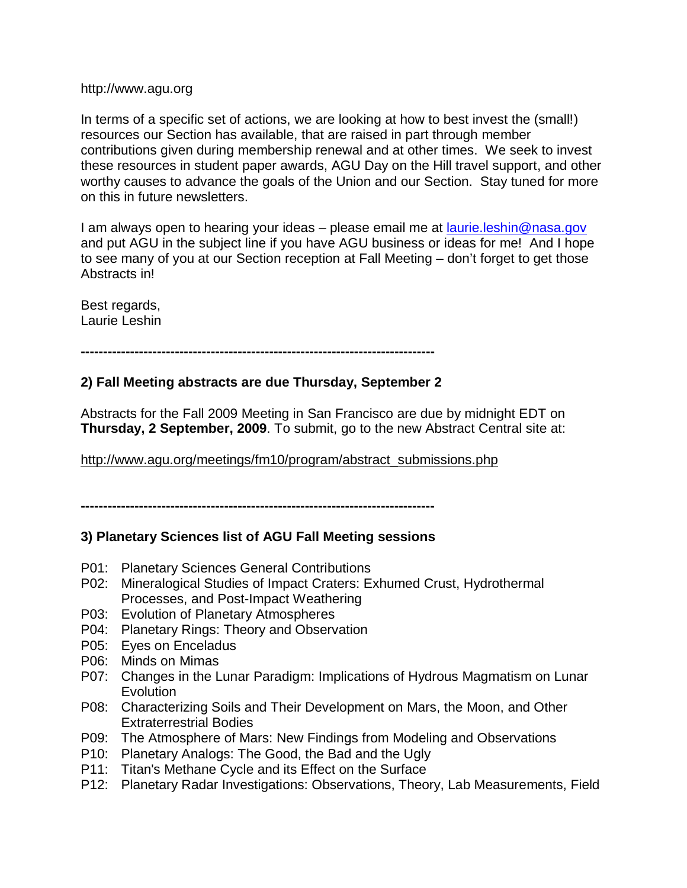http://www.agu.org

In terms of a specific set of actions, we are looking at how to best invest the (small!) resources our Section has available, that are raised in part through member contributions given during membership renewal and at other times. We seek to invest these resources in student paper awards, AGU Day on the Hill travel support, and other worthy causes to advance the goals of the Union and our Section. Stay tuned for more on this in future newsletters.

I am always open to hearing your ideas – please email me at [laurie.leshin@nasa.gov](mailto:laurie.leshin@nasa.gov) and put AGU in the subject line if you have AGU business or ideas for me! And I hope to see many of you at our Section reception at Fall Meeting – don't forget to get those Abstracts in!

Best regards,
Laurie Leshin

---

### 2) Fall Meeting abstracts are due Thursday, September 2

Abstracts for the Fall 2009 Meeting in San Francisco are due by midnight EDT on **Thursday, 2 September, 2009**. To submit, go to the new Abstract Central site at:

http://www.agu.org/meetings/fm10/program/abstract_submissions.php

---

### 3) Planetary Sciences list of AGU Fall Meeting sessions

- P01: Planetary Sciences General Contributions
- P02: Mineralogical Studies of Impact Craters: Exhumed Crust, Hydrothermal Processes, and Post-Impact Weathering
- P03: Evolution of Planetary Atmospheres
- P04: Planetary Rings: Theory and Observation
- P05: Eyes on Enceladus
- P06: Minds on Mimas
- P07: Changes in the Lunar Paradigm: Implications of Hydrous Magmatism on Lunar Evolution
- P08: Characterizing Soils and Their Development on Mars, the Moon, and Other Extraterrestrial Bodies
- P09: The Atmosphere of Mars: New Findings from Modeling and Observations
- P10: Planetary Analogs: The Good, the Bad and the Ugly
- P11: Titan's Methane Cycle and its Effect on the Surface
- P12: Planetary Radar Investigations: Observations, Theory, Lab Measurements, Field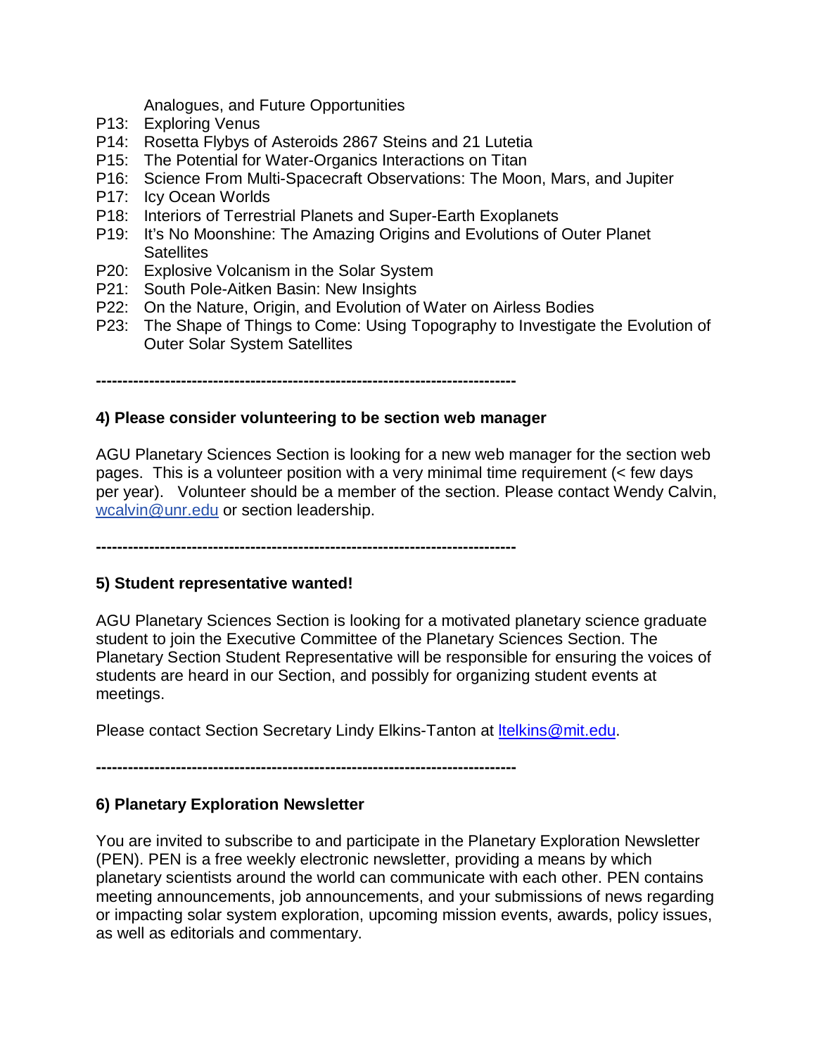Analogues, and Future Opportunities

- P13: Exploring Venus
- P14: Rosetta Flybys of Asteroids 2867 Steins and 21 Lutetia
- P15: The Potential for Water-Organics Interactions on Titan
- P16: Science From Multi-Spacecraft Observations: The Moon, Mars, and Jupiter
- P17: Icy Ocean Worlds
- P18: Interiors of Terrestrial Planets and Super-Earth Exoplanets
- P19: It's No Moonshine: The Amazing Origins and Evolutions of Outer Planet Satellites
- P20: Explosive Volcanism in the Solar System
- P21: South Pole-Aitken Basin: New Insights
- P22: On the Nature, Origin, and Evolution of Water on Airless Bodies
- P23: The Shape of Things to Come: Using Topography to Investigate the Evolution of Outer Solar System Satellites

**--------------------------------------------------------------------------------**

**4) Please consider volunteering to be section web manager**

AGU Planetary Sciences Section is looking for a new web manager for the section web pages. This is a volunteer position with a very minimal time requirement (< few days per year). Volunteer should be a member of the section. Please contact Wendy Calvin, wcalvin@unr.edu or section leadership.

**--------------------------------------------------------------------------------**

**5) Student representative wanted!**

AGU Planetary Sciences Section is looking for a motivated planetary science graduate student to join the Executive Committee of the Planetary Sciences Section. The Planetary Section Student Representative will be responsible for ensuring the voices of students are heard in our Section, and possibly for organizing student events at meetings.

Please contact Section Secretary Lindy Elkins-Tanton at ltelkins@mit.edu.

**--------------------------------------------------------------------------------**

**6) Planetary Exploration Newsletter**

You are invited to subscribe to and participate in the Planetary Exploration Newsletter (PEN). PEN is a free weekly electronic newsletter, providing a means by which planetary scientists around the world can communicate with each other. PEN contains meeting announcements, job announcements, and your submissions of news regarding or impacting solar system exploration, upcoming mission events, awards, policy issues, as well as editorials and commentary.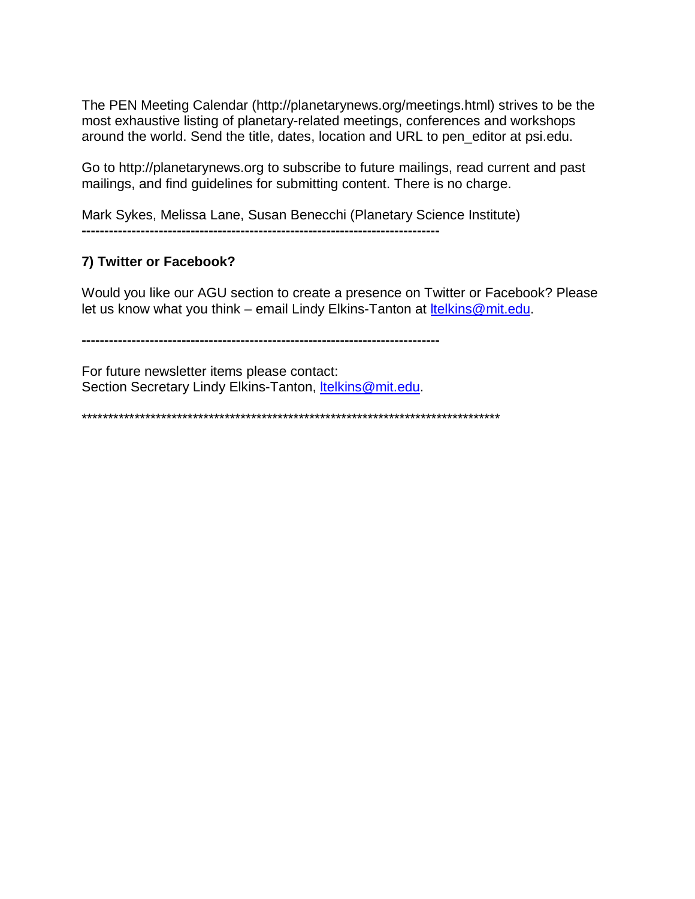The PEN Meeting Calendar (http://planetarynews.org/meetings.html) strives to be the most exhaustive listing of planetary-related meetings, conferences and workshops around the world. Send the title, dates, location and URL to pen_editor at psi.edu.

Go to http://planetarynews.org to subscribe to future mailings, read current and past mailings, and find guidelines for submitting content. There is no charge.

Mark Sykes, Melissa Lane, Susan Benecchi (Planetary Science Institute)

**--------------------------------------------------------------------------------**

**7) Twitter or Facebook?**

Would you like our AGU section to create a presence on Twitter or Facebook? Please let us know what you think – email Lindy Elkins-Tanton at ltelkins@mit.edu.

**--------------------------------------------------------------------------------**

For future newsletter items please contact:
Section Secretary Lindy Elkins-Tanton, ltelkins@mit.edu.

*******************************************************************************